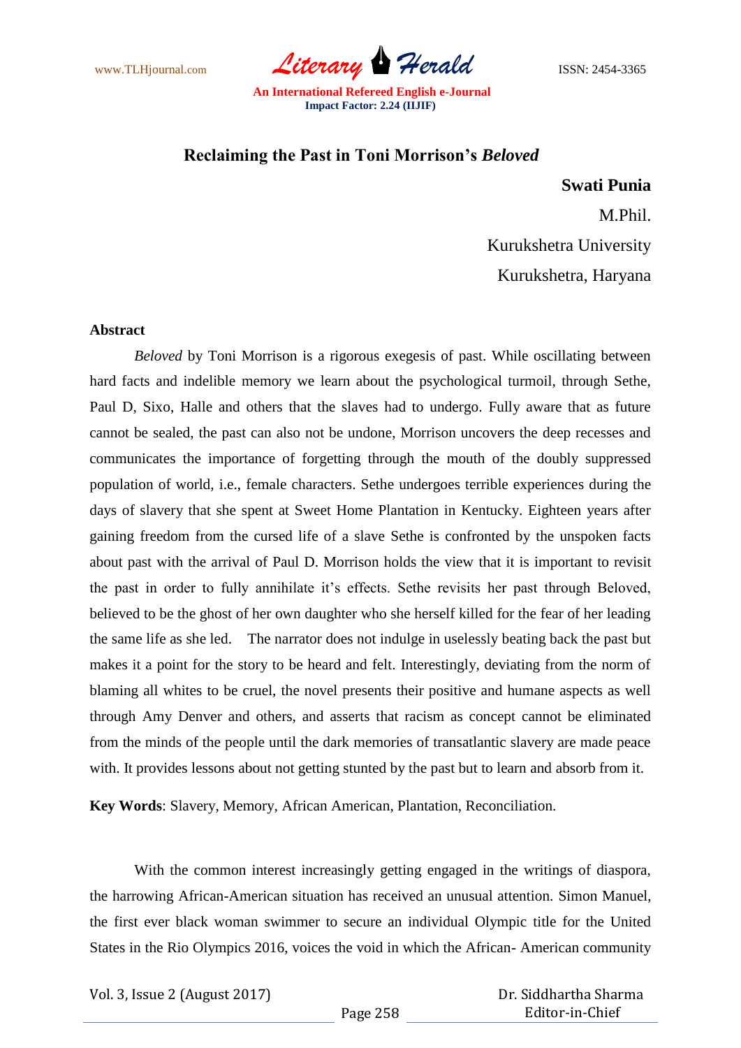# Reclaiming the Past in Toni Morrison's *Beloved*

**Swati Punia**

M.Phil.

Kurukshetra University

Kurukshetra, Haryana

**Abstract**

*Beloved* by Toni Morrison is a rigorous exegesis of past. While oscillating between hard facts and indelible memory we learn about the psychological turmoil, through Sethe, Paul D, Sixo, Halle and others that the slaves had to undergo. Fully aware that as future cannot be sealed, the past can also not be undone, Morrison uncovers the deep recesses and communicates the importance of forgetting through the mouth of the doubly suppressed population of world, i.e., female characters. Sethe undergoes terrible experiences during the days of slavery that she spent at Sweet Home Plantation in Kentucky. Eighteen years after gaining freedom from the cursed life of a slave Sethe is confronted by the unspoken facts about past with the arrival of Paul D. Morrison holds the view that it is important to revisit the past in order to fully annihilate it's effects. Sethe revisits her past through Beloved, believed to be the ghost of her own daughter who she herself killed for the fear of her leading the same life as she led. The narrator does not indulge in uselessly beating back the past but makes it a point for the story to be heard and felt. Interestingly, deviating from the norm of blaming all whites to be cruel, the novel presents their positive and humane aspects as well through Amy Denver and others, and asserts that racism as concept cannot be eliminated from the minds of the people until the dark memories of transatlantic slavery are made peace with. It provides lessons about not getting stunted by the past but to learn and absorb from it.

**Key Words**: Slavery, Memory, African American, Plantation, Reconciliation.

With the common interest increasingly getting engaged in the writings of diaspora, the harrowing African-American situation has received an unusual attention. Simon Manuel, the first ever black woman swimmer to secure an individual Olympic title for the United States in the Rio Olympics 2016, voices the void in which the African- American community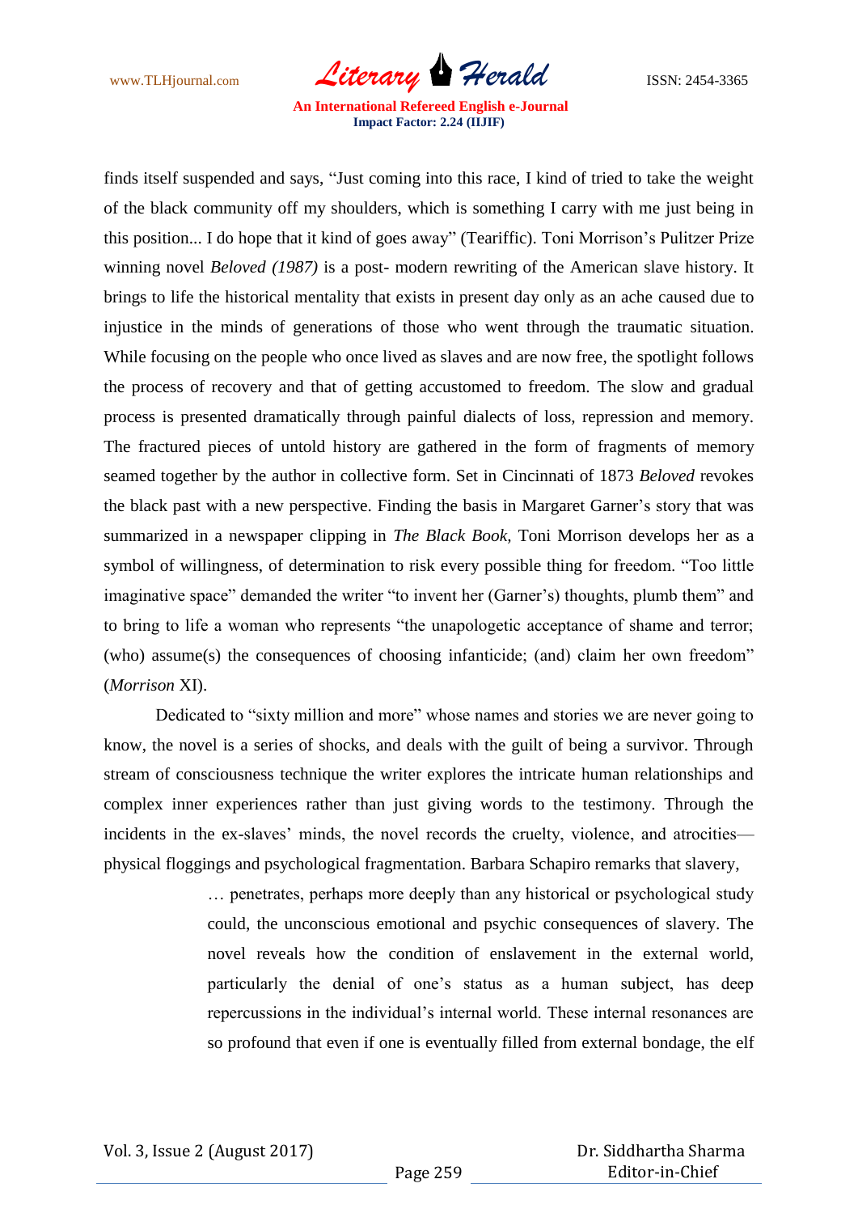finds itself suspended and says, "Just coming into this race, I kind of tried to take the weight of the black community off my shoulders, which is something I carry with me just being in this position... I do hope that it kind of goes away" (Teariffic). Toni Morrison's Pulitzer Prize winning novel *Beloved (1987)* is a post- modern rewriting of the American slave history. It brings to life the historical mentality that exists in present day only as an ache caused due to injustice in the minds of generations of those who went through the traumatic situation. While focusing on the people who once lived as slaves and are now free, the spotlight follows the process of recovery and that of getting accustomed to freedom. The slow and gradual process is presented dramatically through painful dialects of loss, repression and memory. The fractured pieces of untold history are gathered in the form of fragments of memory seamed together by the author in collective form. Set in Cincinnati of 1873 *Beloved* revokes the black past with a new perspective. Finding the basis in Margaret Garner's story that was summarized in a newspaper clipping in *The Black Book*, Toni Morrison develops her as a symbol of willingness, of determination to risk every possible thing for freedom. "Too little imaginative space" demanded the writer "to invent her (Garner's) thoughts, plumb them" and to bring to life a woman who represents "the unapologetic acceptance of shame and terror; (who) assume(s) the consequences of choosing infanticide; (and) claim her own freedom" (*Morrison* XI).

Dedicated to "sixty million and more" whose names and stories we are never going to know, the novel is a series of shocks, and deals with the guilt of being a survivor. Through stream of consciousness technique the writer explores the intricate human relationships and complex inner experiences rather than just giving words to the testimony. Through the incidents in the ex-slaves' minds, the novel records the cruelty, violence, and atrocities—physical floggings and psychological fragmentation. Barbara Schapiro remarks that slavery,

> … penetrates, perhaps more deeply than any historical or psychological study could, the unconscious emotional and psychic consequences of slavery. The novel reveals how the condition of enslavement in the external world, particularly the denial of one's status as a human subject, has deep repercussions in the individual's internal world. These internal resonances are so profound that even if one is eventually filled from external bondage, the elf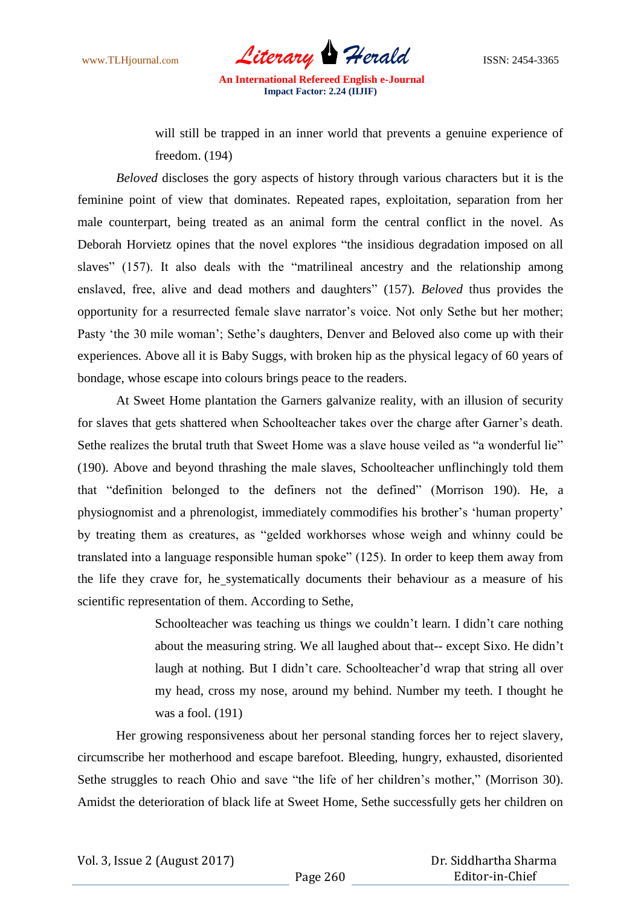> will still be trapped in an inner world that prevents a genuine experience of freedom. (194)

*Beloved* discloses the gory aspects of history through various characters but it is the feminine point of view that dominates. Repeated rapes, exploitation, separation from her male counterpart, being treated as an animal form the central conflict in the novel. As Deborah Horvietz opines that the novel explores "the insidious degradation imposed on all slaves" (157). It also deals with the "matrilineal ancestry and the relationship among enslaved, free, alive and dead mothers and daughters" (157). *Beloved* thus provides the opportunity for a resurrected female slave narrator's voice. Not only Sethe but her mother; Pasty 'the 30 mile woman'; Sethe's daughters, Denver and Beloved also come up with their experiences. Above all it is Baby Suggs, with broken hip as the physical legacy of 60 years of bondage, whose escape into colours brings peace to the readers.

At Sweet Home plantation the Garners galvanize reality, with an illusion of security for slaves that gets shattered when Schoolteacher takes over the charge after Garner's death. Sethe realizes the brutal truth that Sweet Home was a slave house veiled as "a wonderful lie" (190). Above and beyond thrashing the male slaves, Schoolteacher unflinchingly told them that "definition belonged to the definers not the defined" (Morrison 190). He, a physiognomist and a phrenologist, immediately commodifies his brother's 'human property' by treating them as creatures, as "gelded workhorses whose weigh and whinny could be translated into a language responsible human spoke" (125). In order to keep them away from the life they crave for, he_systematically documents their behaviour as a measure of his scientific representation of them. According to Sethe,

> Schoolteacher was teaching us things we couldn't learn. I didn't care nothing about the measuring string. We all laughed about that-- except Sixo. He didn't laugh at nothing. But I didn't care. Schoolteacher'd wrap that string all over my head, cross my nose, around my behind. Number my teeth. I thought he was a fool. (191)

Her growing responsiveness about her personal standing forces her to reject slavery, circumscribe her motherhood and escape barefoot. Bleeding, hungry, exhausted, disoriented Sethe struggles to reach Ohio and save "the life of her children's mother," (Morrison 30). Amidst the deterioration of black life at Sweet Home, Sethe successfully gets her children on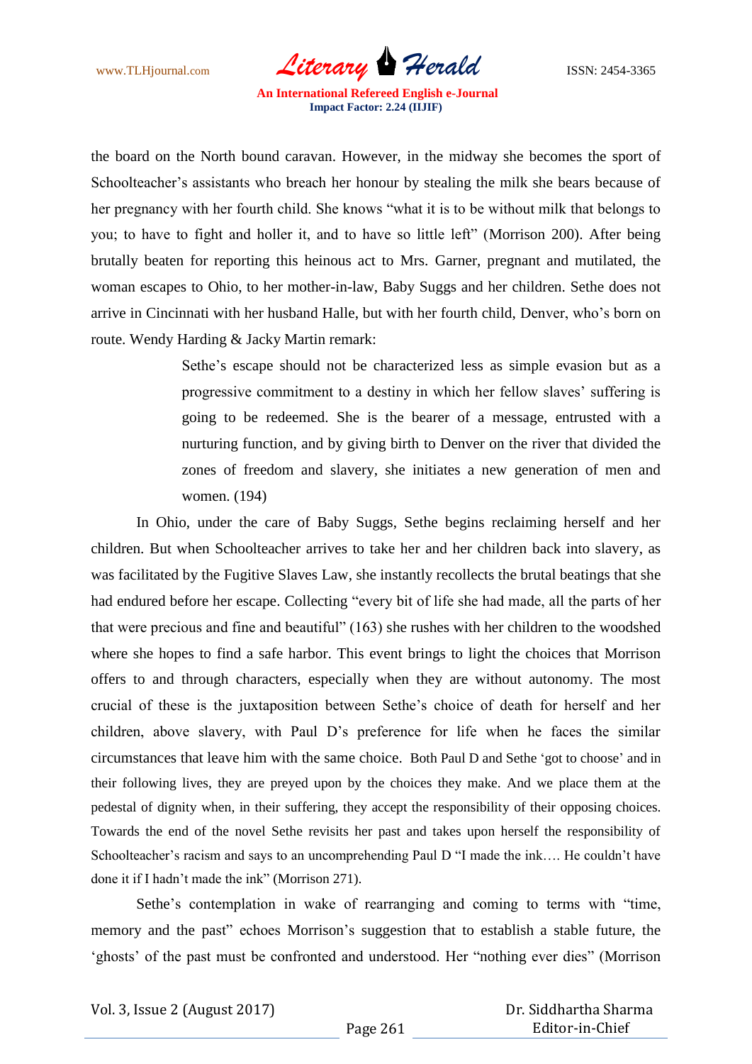the board on the North bound caravan. However, in the midway she becomes the sport of Schoolteacher's assistants who breach her honour by stealing the milk she bears because of her pregnancy with her fourth child. She knows "what it is to be without milk that belongs to you; to have to fight and holler it, and to have so little left" (Morrison 200). After being brutally beaten for reporting this heinous act to Mrs. Garner, pregnant and mutilated, the woman escapes to Ohio, to her mother-in-law, Baby Suggs and her children. Sethe does not arrive in Cincinnati with her husband Halle, but with her fourth child, Denver, who's born on route. Wendy Harding & Jacky Martin remark:

> Sethe's escape should not be characterized less as simple evasion but as a progressive commitment to a destiny in which her fellow slaves' suffering is going to be redeemed. She is the bearer of a message, entrusted with a nurturing function, and by giving birth to Denver on the river that divided the zones of freedom and slavery, she initiates a new generation of men and women. (194)

In Ohio, under the care of Baby Suggs, Sethe begins reclaiming herself and her children. But when Schoolteacher arrives to take her and her children back into slavery, as was facilitated by the Fugitive Slaves Law, she instantly recollects the brutal beatings that she had endured before her escape. Collecting "every bit of life she had made, all the parts of her that were precious and fine and beautiful" (163) she rushes with her children to the woodshed where she hopes to find a safe harbor. This event brings to light the choices that Morrison offers to and through characters, especially when they are without autonomy. The most crucial of these is the juxtaposition between Sethe's choice of death for herself and her children, above slavery, with Paul D's preference for life when he faces the similar circumstances that leave him with the same choice. Both Paul D and Sethe 'got to choose' and in their following lives, they are preyed upon by the choices they make. And we place them at the pedestal of dignity when, in their suffering, they accept the responsibility of their opposing choices. Towards the end of the novel Sethe revisits her past and takes upon herself the responsibility of Schoolteacher's racism and says to an uncomprehending Paul D "I made the ink…. He couldn't have done it if I hadn't made the ink" (Morrison 271).

Sethe's contemplation in wake of rearranging and coming to terms with "time, memory and the past" echoes Morrison's suggestion that to establish a stable future, the 'ghosts' of the past must be confronted and understood. Her "nothing ever dies" (Morrison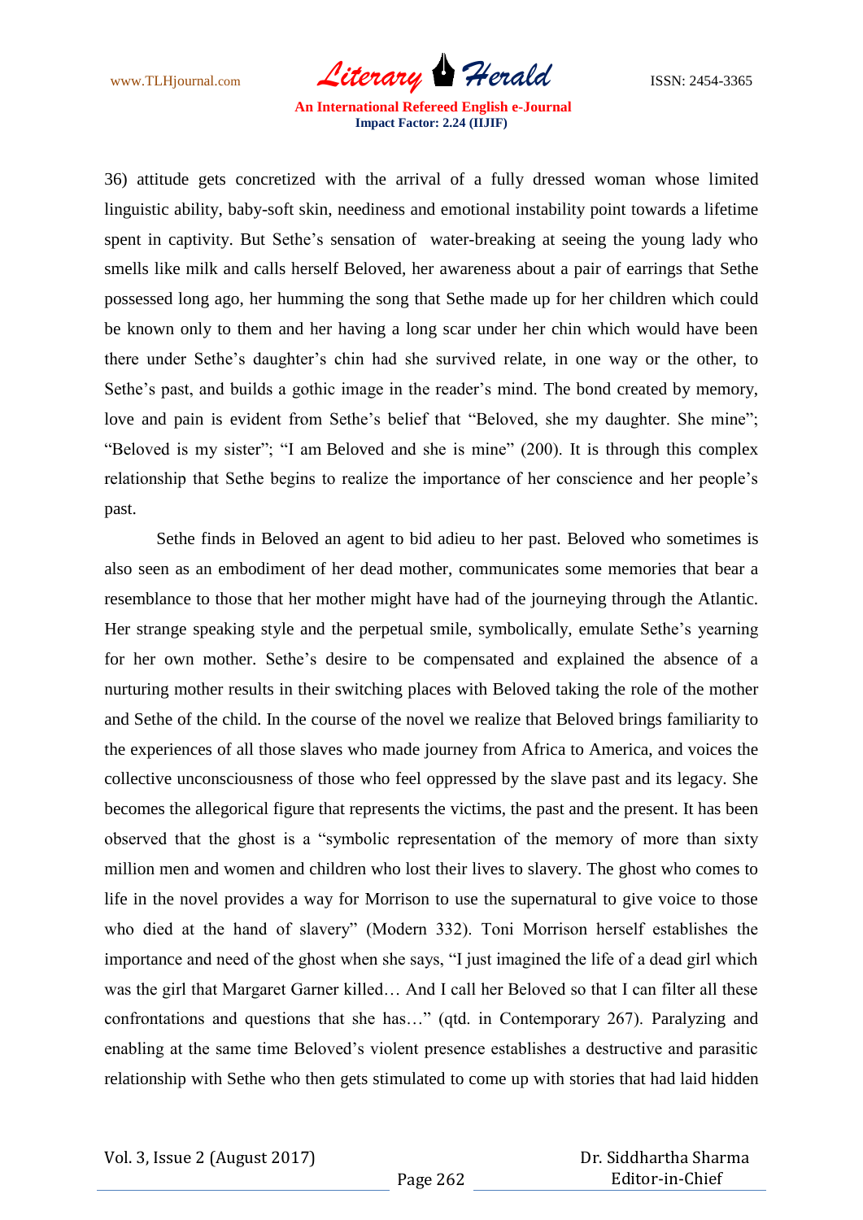36) attitude gets concretized with the arrival of a fully dressed woman whose limited linguistic ability, baby-soft skin, neediness and emotional instability point towards a lifetime spent in captivity. But Sethe's sensation of water-breaking at seeing the young lady who smells like milk and calls herself Beloved, her awareness about a pair of earrings that Sethe possessed long ago, her humming the song that Sethe made up for her children which could be known only to them and her having a long scar under her chin which would have been there under Sethe's daughter's chin had she survived relate, in one way or the other, to Sethe's past, and builds a gothic image in the reader's mind. The bond created by memory, love and pain is evident from Sethe's belief that "Beloved, she my daughter. She mine"; "Beloved is my sister"; "I am Beloved and she is mine" (200). It is through this complex relationship that Sethe begins to realize the importance of her conscience and her people's past.

Sethe finds in Beloved an agent to bid adieu to her past. Beloved who sometimes is also seen as an embodiment of her dead mother, communicates some memories that bear a resemblance to those that her mother might have had of the journeying through the Atlantic. Her strange speaking style and the perpetual smile, symbolically, emulate Sethe's yearning for her own mother. Sethe's desire to be compensated and explained the absence of a nurturing mother results in their switching places with Beloved taking the role of the mother and Sethe of the child. In the course of the novel we realize that Beloved brings familiarity to the experiences of all those slaves who made journey from Africa to America, and voices the collective unconsciousness of those who feel oppressed by the slave past and its legacy. She becomes the allegorical figure that represents the victims, the past and the present. It has been observed that the ghost is a "symbolic representation of the memory of more than sixty million men and women and children who lost their lives to slavery. The ghost who comes to life in the novel provides a way for Morrison to use the supernatural to give voice to those who died at the hand of slavery" (Modern 332). Toni Morrison herself establishes the importance and need of the ghost when she says, "I just imagined the life of a dead girl which was the girl that Margaret Garner killed… And I call her Beloved so that I can filter all these confrontations and questions that she has…" (qtd. in Contemporary 267). Paralyzing and enabling at the same time Beloved's violent presence establishes a destructive and parasitic relationship with Sethe who then gets stimulated to come up with stories that had laid hidden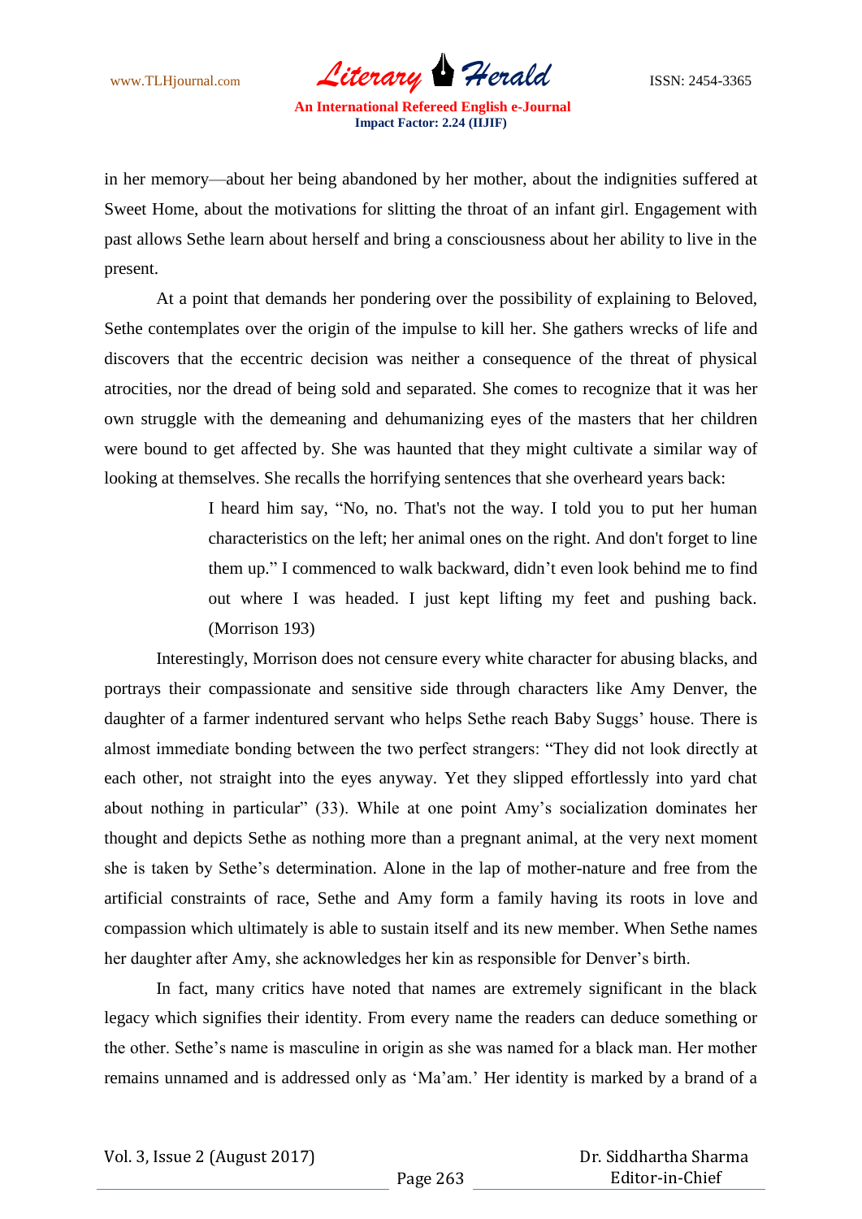in her memory—about her being abandoned by her mother, about the indignities suffered at Sweet Home, about the motivations for slitting the throat of an infant girl. Engagement with past allows Sethe learn about herself and bring a consciousness about her ability to live in the present.

At a point that demands her pondering over the possibility of explaining to Beloved, Sethe contemplates over the origin of the impulse to kill her. She gathers wrecks of life and discovers that the eccentric decision was neither a consequence of the threat of physical atrocities, nor the dread of being sold and separated. She comes to recognize that it was her own struggle with the demeaning and dehumanizing eyes of the masters that her children were bound to get affected by. She was haunted that they might cultivate a similar way of looking at themselves. She recalls the horrifying sentences that she overheard years back:

> I heard him say, "No, no. That's not the way. I told you to put her human characteristics on the left; her animal ones on the right. And don't forget to line them up." I commenced to walk backward, didn't even look behind me to find out where I was headed. I just kept lifting my feet and pushing back. (Morrison 193)

Interestingly, Morrison does not censure every white character for abusing blacks, and portrays their compassionate and sensitive side through characters like Amy Denver, the daughter of a farmer indentured servant who helps Sethe reach Baby Suggs' house. There is almost immediate bonding between the two perfect strangers: "They did not look directly at each other, not straight into the eyes anyway. Yet they slipped effortlessly into yard chat about nothing in particular" (33). While at one point Amy's socialization dominates her thought and depicts Sethe as nothing more than a pregnant animal, at the very next moment she is taken by Sethe's determination. Alone in the lap of mother-nature and free from the artificial constraints of race, Sethe and Amy form a family having its roots in love and compassion which ultimately is able to sustain itself and its new member. When Sethe names her daughter after Amy, she acknowledges her kin as responsible for Denver's birth.

In fact, many critics have noted that names are extremely significant in the black legacy which signifies their identity. From every name the readers can deduce something or the other. Sethe's name is masculine in origin as she was named for a black man. Her mother remains unnamed and is addressed only as 'Ma'am.' Her identity is marked by a brand of a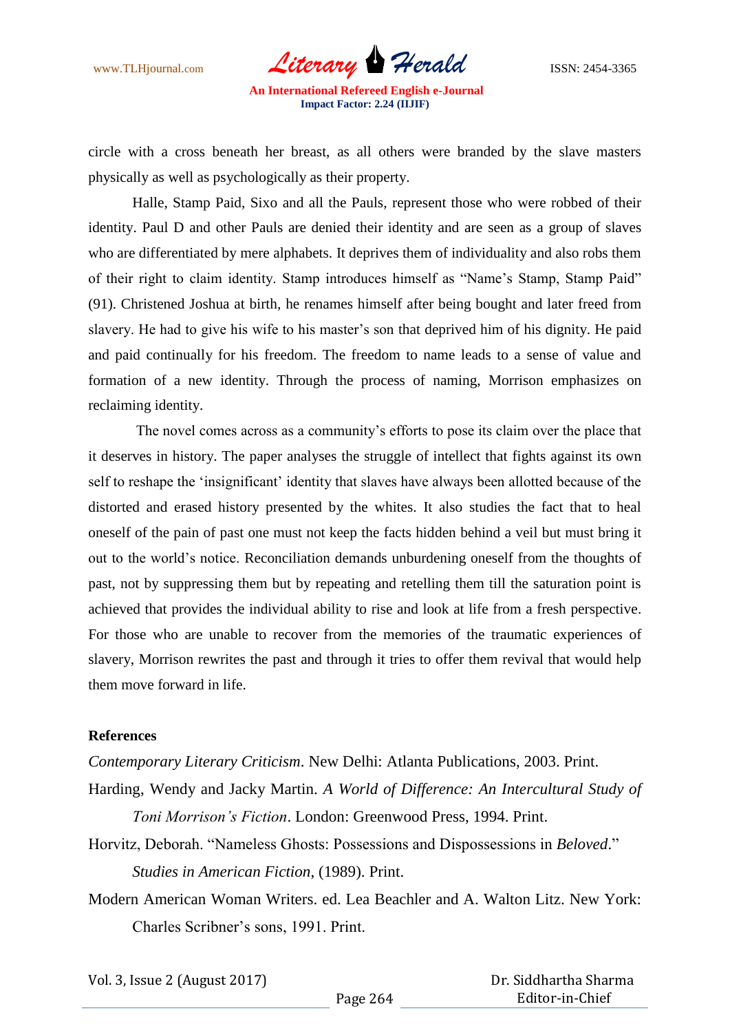circle with a cross beneath her breast, as all others were branded by the slave masters physically as well as psychologically as their property.

Halle, Stamp Paid, Sixo and all the Pauls, represent those who were robbed of their identity. Paul D and other Pauls are denied their identity and are seen as a group of slaves who are differentiated by mere alphabets. It deprives them of individuality and also robs them of their right to claim identity. Stamp introduces himself as "Name's Stamp, Stamp Paid" (91). Christened Joshua at birth, he renames himself after being bought and later freed from slavery. He had to give his wife to his master's son that deprived him of his dignity. He paid and paid continually for his freedom. The freedom to name leads to a sense of value and formation of a new identity. Through the process of naming, Morrison emphasizes on reclaiming identity.

The novel comes across as a community's efforts to pose its claim over the place that it deserves in history. The paper analyses the struggle of intellect that fights against its own self to reshape the 'insignificant' identity that slaves have always been allotted because of the distorted and erased history presented by the whites. It also studies the fact that to heal oneself of the pain of past one must not keep the facts hidden behind a veil but must bring it out to the world's notice. Reconciliation demands unburdening oneself from the thoughts of past, not by suppressing them but by repeating and retelling them till the saturation point is achieved that provides the individual ability to rise and look at life from a fresh perspective. For those who are unable to recover from the memories of the traumatic experiences of slavery, Morrison rewrites the past and through it tries to offer them revival that would help them move forward in life.

**References**

*Contemporary Literary Criticism*. New Delhi: Atlanta Publications, 2003. Print.

Harding, Wendy and Jacky Martin. *A World of Difference: An Intercultural Study of Toni Morrison's Fiction*. London: Greenwood Press, 1994. Print.

Horvitz, Deborah. "Nameless Ghosts: Possessions and Dispossessions in *Beloved*." *Studies in American Fiction*, (1989). Print.

Modern American Woman Writers. ed. Lea Beachler and A. Walton Litz. New York: Charles Scribner's sons, 1991. Print.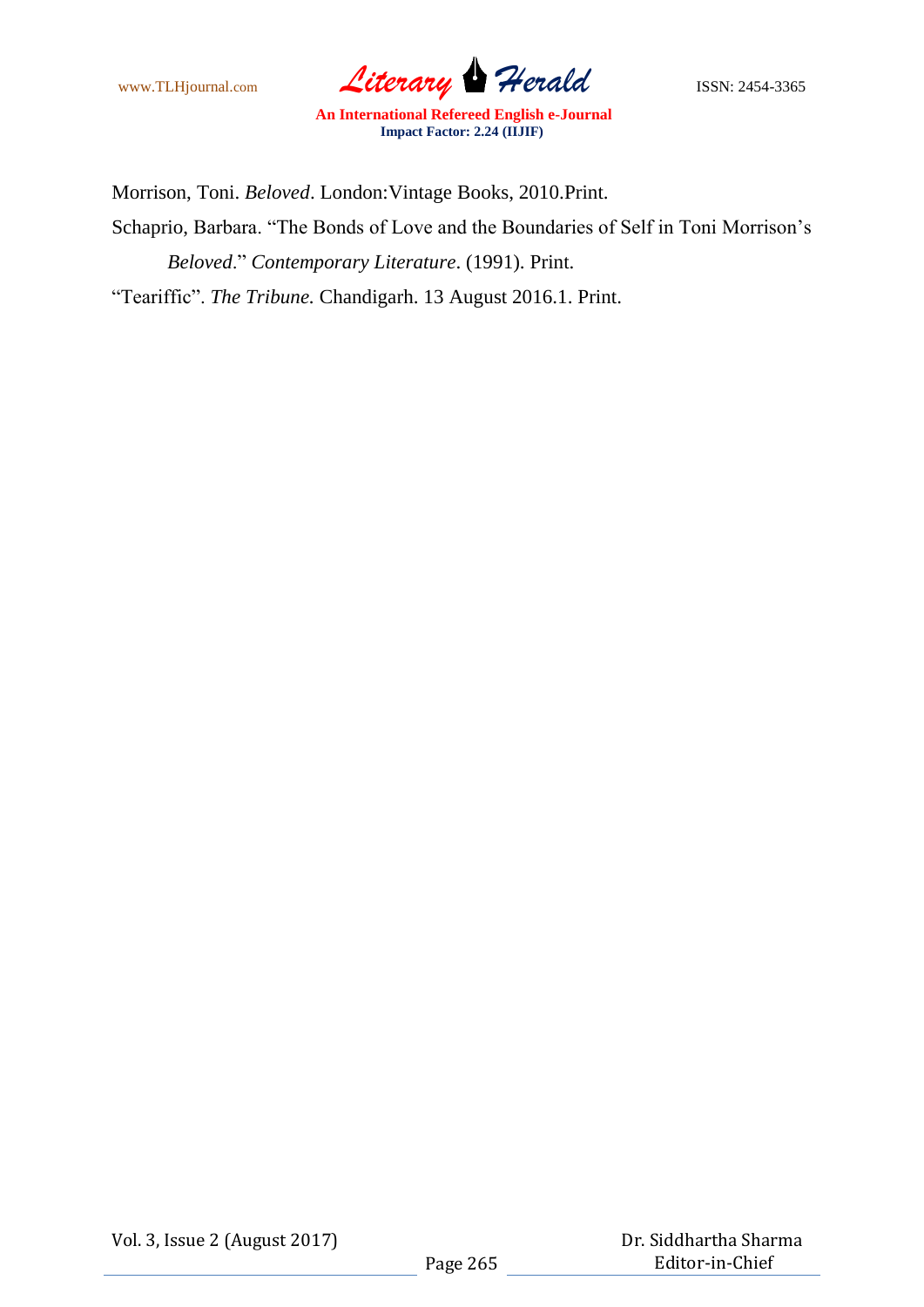Morrison, Toni. *Beloved*. London:Vintage Books, 2010.Print.

Schaprio, Barbara. "The Bonds of Love and the Boundaries of Self in Toni Morrison's *Beloved*." *Contemporary Literature*. (1991). Print.

"Teariffic". *The Tribune.* Chandigarh. 13 August 2016.1. Print.